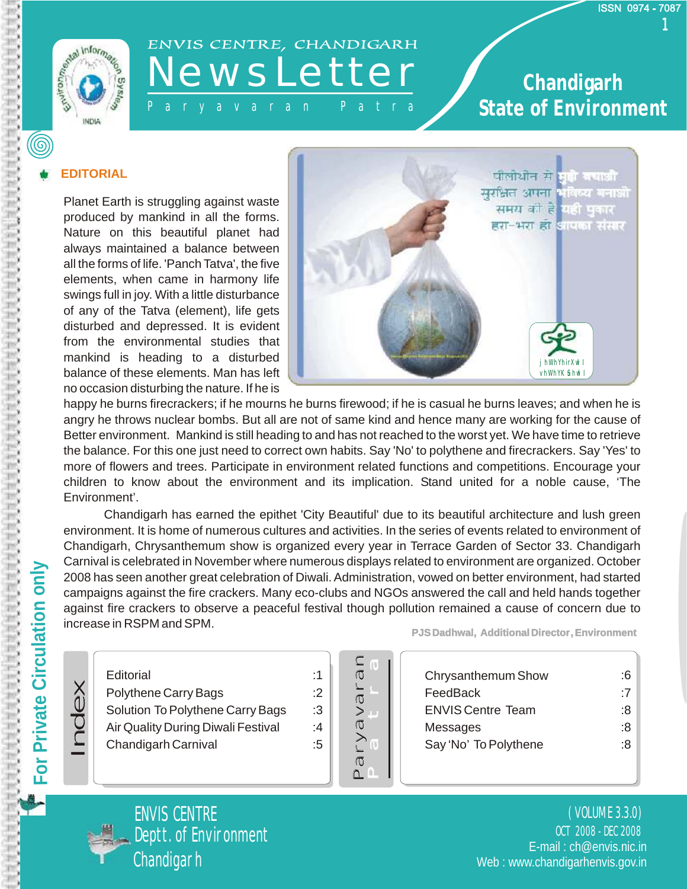ISSN 0974 - 7087

# ENVIS CENTRE, CHANDIGARH NewsLetter

Paryavaran Patra

## Chandigarh State of Environment

### EDITORIAL

Planet Earth is struggling against waste produced by mankind in all the forms. Nature on this beautiful planet had always maintained a balance between all the forms of life. 'Panch Tatva', the five elements, when came in harmony life swings full in joy. With a little disturbance of any of the Tatva (element), life gets disturbed and depressed. It is evident from the environmental studies that mankind is heading to a disturbed balance of these elements. Man has left no occasion disturbing the nature. If he is happy he burns firecrackers; if he mourns he burns firewood; if he is casual he burns leaves; and when he is angry he throws nuclear bombs. But all are not of same kind and hence many are working for the cause of Better environment. Mankind is still heading to and has not reached to the worst yet. We have time to retrieve the balance. For this one just need to correct own habits. Say 'No' to polythene and firecrackers. Say 'Yes' to more of flowers and trees. Participate in environment related functions and competitions. Encourage your children to know about the environment and its implication. Stand united for a noble cause, 'The Environment'.

Chandigarh has earned the epithet 'City Beautiful' due to its beautiful architecture and lush green environment. It is home of numerous cultures and activities. In the series of events related to environment of Chandigarh, Chrysanthemum show is organized every year in Terrace Garden of Sector 33. Chandigarh Carnival is celebrated in November where numerous displays related to environment are organized. October 2008 has seen another great celebration of Diwali. Administration, vowed on better environment, had started campaigns against the fire crackers. Many eco-clubs and NGOs answered the call and held hands together against fire crackers to observe a peaceful festival though pollution remained a cause of concern due to increase in RSPM and SPM.

**PJS Dadhwal, Additional Director, Environment**

## Index

| | |
|---|---|
| Editorial | :1 |
| Polythene Carry Bags | :2 |
| Solution To Polythene Carry Bags | :3 |
| Air Quality During Diwali Festival | :4 |
| Chandigarh Carnival | :5 |
| Chrysanthemum Show | :6 |
| FeedBack | :7 |
| ENVIS Centre Team | :8 |
| Messages | :8 |
| Say 'No' To Polythene | :8 |

For Private Circulation only

ENVIS CENTRE
Deptt. of Environment
Chandigarh

(VOLUME 3.3.0)
OCT 2008 - DEC 2008
E-mail : ch@envis.nic.in
Web : www.chandigarhenvis.gov.in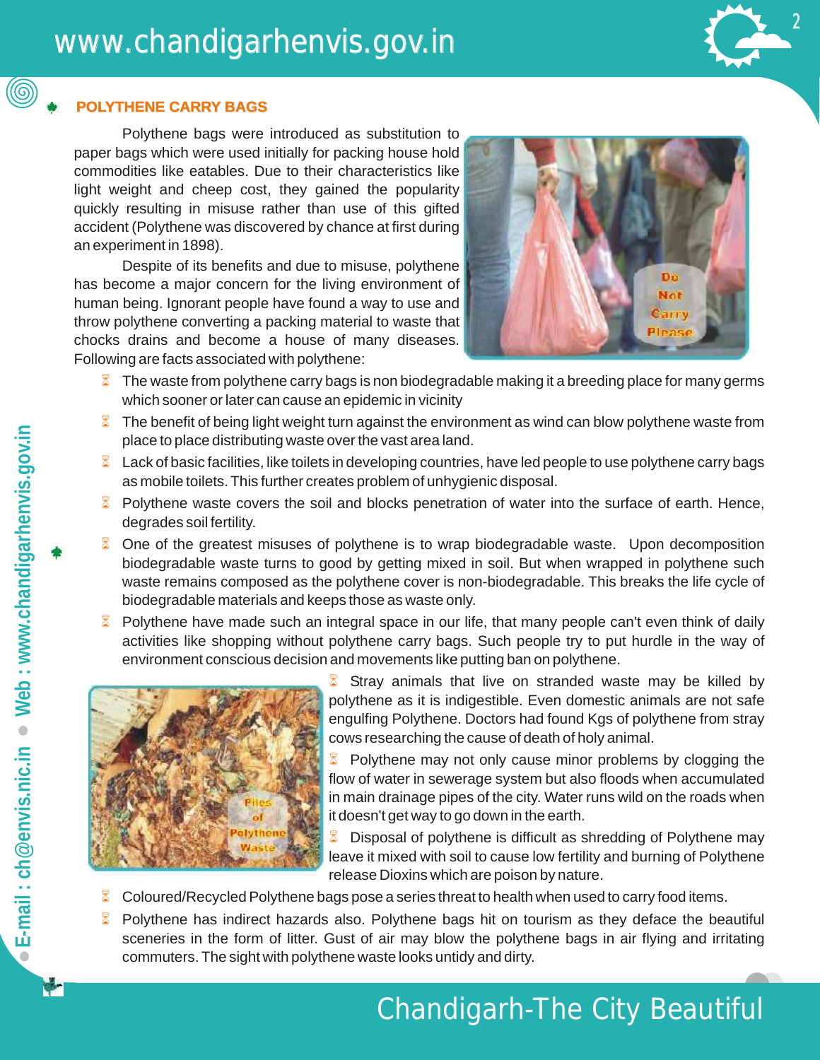## POLYTHENE CARRY BAGS

Polythene bags were introduced as substitution to paper bags which were used initially for packing house hold commodities like eatables. Due to their characteristics like light weight and cheep cost, they gained the popularity quickly resulting in misuse rather than use of this gifted accident (Polythene was discovered by chance at first during an experiment in 1898).

Despite of its benefits and due to misuse, polythene has become a major concern for the living environment of human being. Ignorant people have found a way to use and throw polythene converting a packing material to waste that chocks drains and become a house of many diseases. Following are facts associated with polythene:

- The waste from polythene carry bags is non biodegradable making it a breeding place for many germs which sooner or later can cause an epidemic in vicinity
- The benefit of being light weight turn against the environment as wind can blow polythene waste from place to place distributing waste over the vast area land.
- Lack of basic facilities, like toilets in developing countries, have led people to use polythene carry bags as mobile toilets. This further creates problem of unhygienic disposal.
- Polythene waste covers the soil and blocks penetration of water into the surface of earth. Hence, degrades soil fertility.
- One of the greatest misuses of polythene is to wrap biodegradable waste. Upon decomposition biodegradable waste turns to good by getting mixed in soil. But when wrapped in polythene such waste remains composed as the polythene cover is non-biodegradable. This breaks the life cycle of biodegradable materials and keeps those as waste only.
- Polythene have made such an integral space in our life, that many people can't even think of daily activities like shopping without polythene carry bags. Such people try to put hurdle in the way of environment conscious decision and movements like putting ban on polythene.
- Stray animals that live on stranded waste may be killed by polythene as it is indigestible. Even domestic animals are not safe engulfing Polythene. Doctors had found Kgs of polythene from stray cows researching the cause of death of holy animal.
- Polythene may not only cause minor problems by clogging the flow of water in sewerage system but also floods when accumulated in main drainage pipes of the city. Water runs wild on the roads when it doesn't get way to go down in the earth.
- Disposal of polythene is difficult as shredding of Polythene may leave it mixed with soil to cause low fertility and burning of Polythene release Dioxins which are poison by nature.
- Coloured/Recycled Polythene bags pose a series threat to health when used to carry food items.
- Polythene has indirect hazards also. Polythene bags hit on tourism as they deface the beautiful sceneries in the form of litter. Gust of air may blow the polythene bags in air flying and irritating commuters. The sight with polythene waste looks untidy and dirty.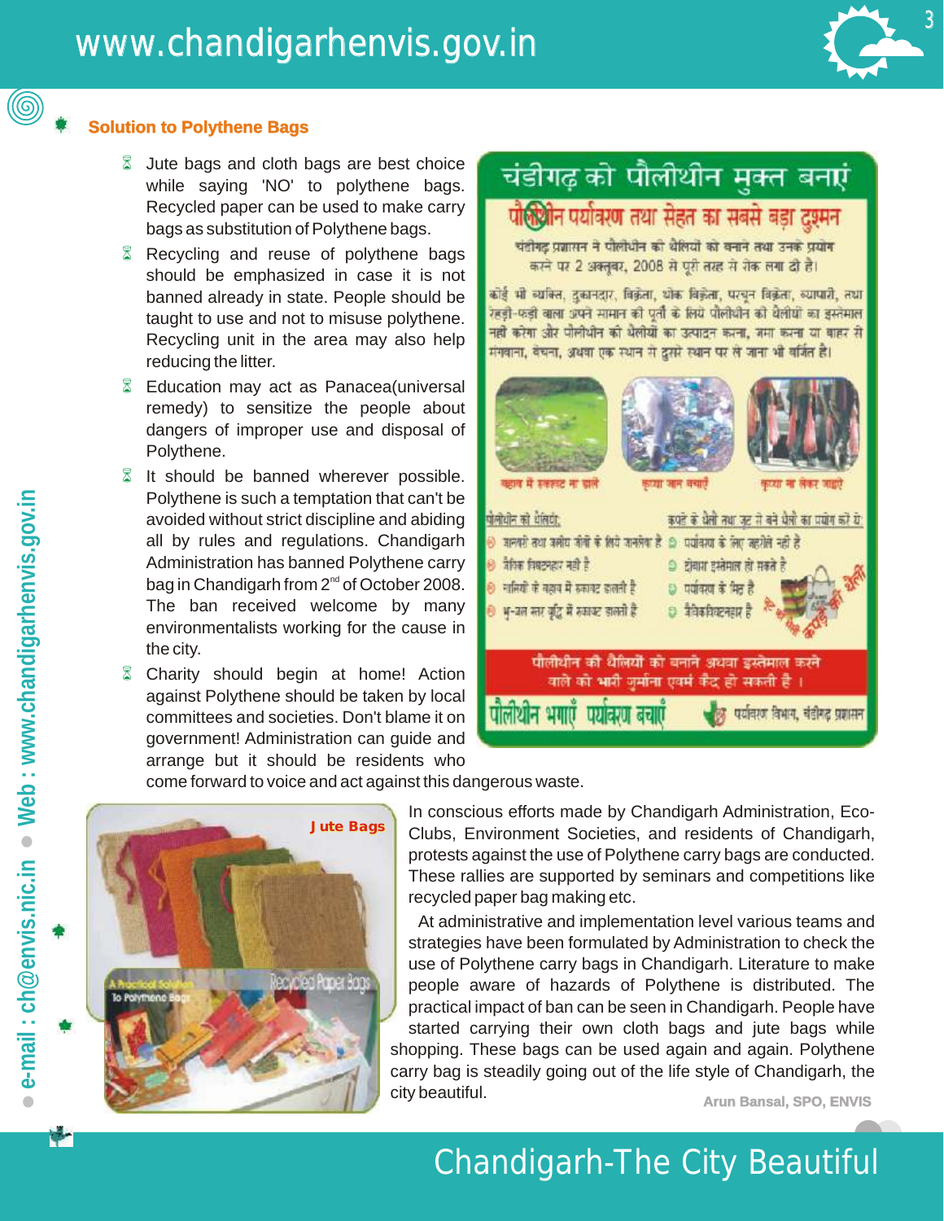## Solution to Polythene Bags

- Jute bags and cloth bags are best choice while saying 'NO' to polythene bags. Recycled paper can be used to make carry bags as substitution of Polythene bags.
- Recycling and reuse of polythene bags should be emphasized in case it is not banned already in state. People should be taught to use and not to misuse polythene. Recycling unit in the area may also help reducing the litter.
- Education may act as Panacea(universal remedy) to sensitize the people about dangers of improper use and disposal of Polythene.
- It should be banned wherever possible. Polythene is such a temptation that can't be avoided without strict discipline and abiding all by rules and regulations. Chandigarh Administration has banned Polythene carry bag in Chandigarh from 2nd of October 2008. The ban received welcome by many environmentalists working for the cause in the city.
- Charity should begin at home! Action against Polythene should be taken by local committees and societies. Don't blame it on government! Administration can guide and arrange but it should be residents who come forward to voice and act against this dangerous waste.

In conscious efforts made by Chandigarh Administration, Eco-Clubs, Environment Societies, and residents of Chandigarh, protests against the use of Polythene carry bags are conducted. These rallies are supported by seminars and competitions like recycled paper bag making etc.

At administrative and implementation level various teams and strategies have been formulated by Administration to check the use of Polythene carry bags in Chandigarh. Literature to make people aware of hazards of Polythene is distributed. The practical impact of ban can be seen in Chandigarh. People have started carrying their own cloth bags and jute bags while shopping. These bags can be used again and again. Polythene carry bag is steadily going out of the life style of Chandigarh, the city beautiful.

**Arun Bansal, SPO, ENVIS**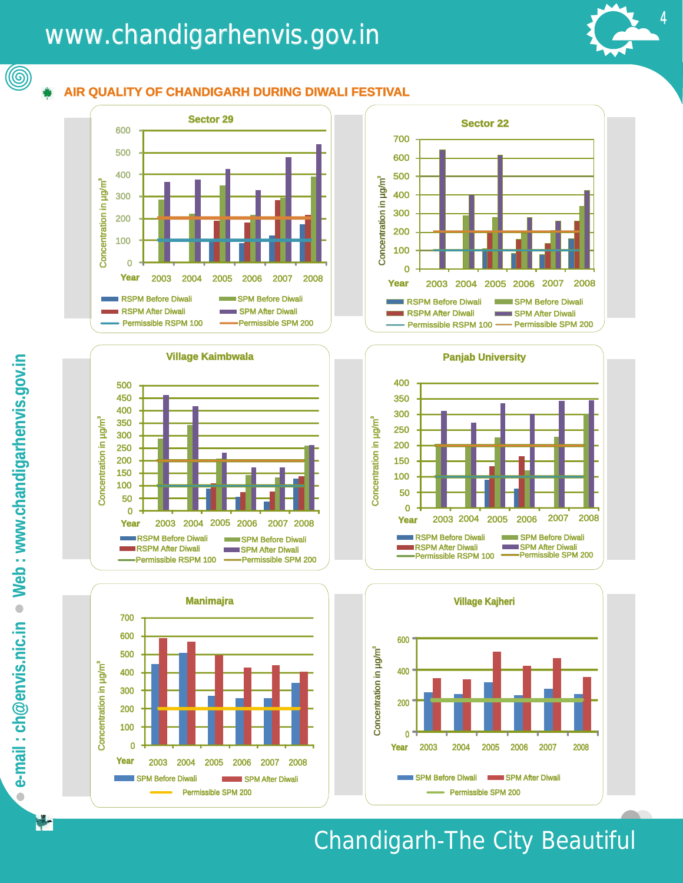## AIR QUALITY OF CHANDIGARH DURING DIWALI FESTIVAL

### Sector 29

Concentration in µg/m³

Year: 2003, 2004, 2005, 2006, 2007, 2008

- RSPM Before Diwali
- SPM Before Diwali
- RSPM After Diwali
- SPM After Diwali
- Permissible RSPM 100
- Permissible SPM 200

### Sector 22

Concentration in µg/m³

Year: 2003, 2004, 2005, 2006, 2007, 2008

- RSPM Before Diwali
- SPM Before Diwali
- RSPM After Diwali
- SPM After Diwali
- Permissible RSPM 100
- Permissible SPM 200

### Village Kaimbwala

Concentration in µg/m³

Year: 2003, 2004, 2005, 2006, 2007, 2008

- RSPM Before Diwali
- SPM Before Diwali
- RSPM After Diwali
- SPM After Diwali
- Permissible RSPM 100
- Permissible SPM 200

### Panjab University

Concentration in µg/m³

Year: 2003, 2004, 2005, 2006, 2007, 2008

- RSPM Before Diwali
- SPM Before Diwali
- RSPM After Diwali
- SPM After Diwali
- Permissible RSPM 100
- Permissible SPM 200

### Manimajra

Concentration in µg/m³

Year: 2003, 2004, 2005, 2006, 2007, 2008

- SPM Before Diwali
- SPM After Diwali
- Permissible SPM 200

### Village Kajheri

Concentration in µg/m³

Year: 2003, 2004, 2005, 2006, 2007, 2008

- SPM Before Diwali
- SPM After Diwali
- Permissible SPM 200

e-mail : ch@envis.nic.in • Web : www.chandigarhenvis.gov.in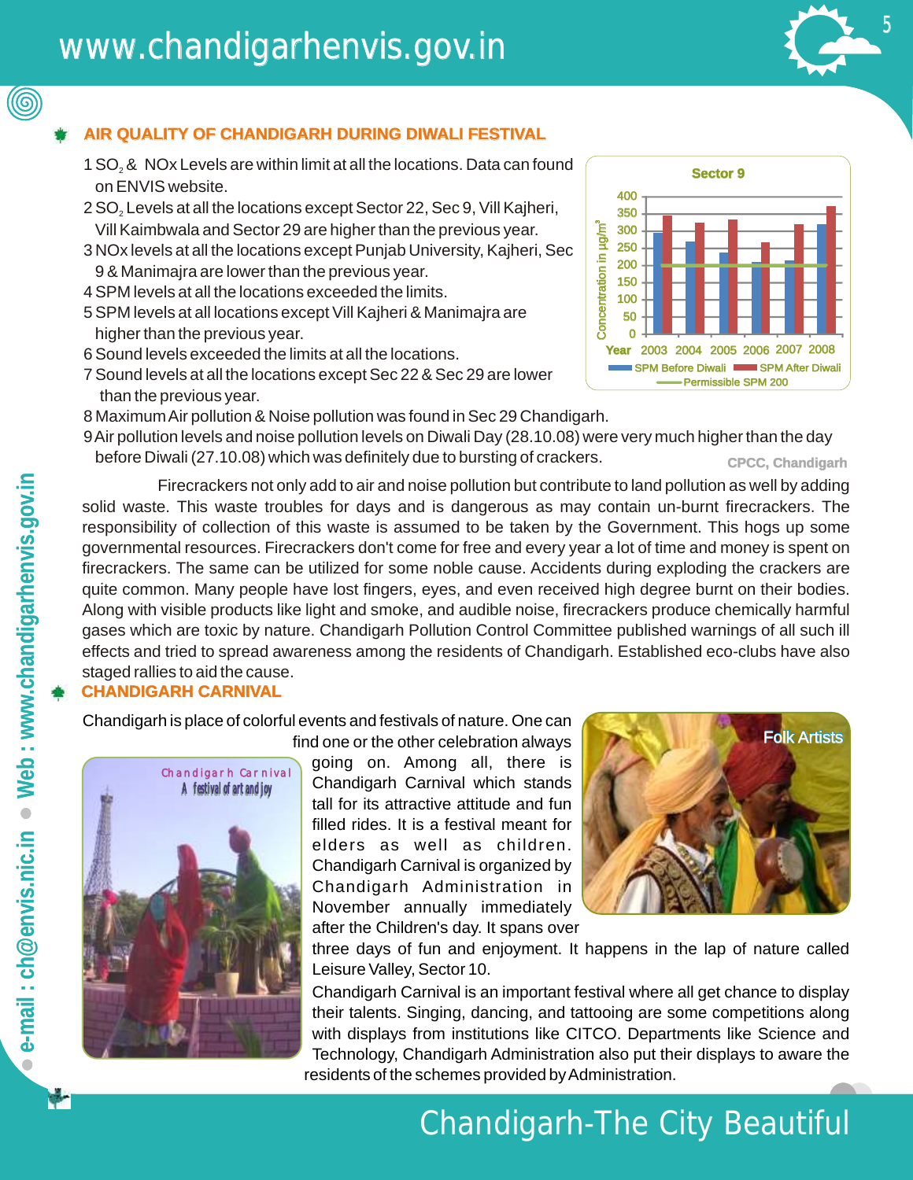## AIR QUALITY OF CHANDIGARH DURING DIWALI FESTIVAL

1. $SO_2$ & NOx Levels are within limit at all the locations. Data can found on ENVIS website.
2. $SO_2$ Levels at all the locations except Sector 22, Sec 9, Vill Kajheri, Vill Kaimbwala and Sector 29 are higher than the previous year.
3. NOx levels at all the locations except Punjab University, Kajheri, Sec 9 & Manimajra are lower than the previous year.
4. SPM levels at all the locations exceeded the limits.
5. SPM levels at all locations except Vill Kajheri & Manimajra are higher than the previous year.
6. Sound levels exceeded the limits at all the locations.
7. Sound levels at all the locations except Sec 22 & Sec 29 are lower than the previous year.
8. Maximum Air pollution & Noise pollution was found in Sec 29 Chandigarh.
9. Air pollution levels and noise pollution levels on Diwali Day (28.10.08) were very much higher than the day before Diwali (27.10.08) which was definitely due to bursting of crackers.

CPCC, Chandigarh

**Sector 9**

Concentration in µg/m³; Year 2003–2008; SPM Before Diwali, SPM After Diwali, Permissible SPM 200

Firecrackers not only add to air and noise pollution but contribute to land pollution as well by adding solid waste. This waste troubles for days and is dangerous as may contain un-burnt firecrackers. The responsibility of collection of this waste is assumed to be taken by the Government. This hogs up some governmental resources. Firecrackers don't come for free and every year a lot of time and money is spent on firecrackers. The same can be utilized for some noble cause. Accidents during exploding the crackers are quite common. Many people have lost fingers, eyes, and even received high degree burnt on their bodies. Along with visible products like light and smoke, and audible noise, firecrackers produce chemically harmful gases which are toxic by nature. Chandigarh Pollution Control Committee published warnings of all such ill effects and tried to spread awareness among the residents of Chandigarh. Established eco-clubs have also staged rallies to aid the cause.

## CHANDIGARH CARNIVAL

Chandigarh is place of colorful events and festivals of nature. One can find one or the other celebration always going on. Among all, there is Chandigarh Carnival which stands tall for its attractive attitude and fun filled rides. It is a festival meant for elders as well as children. Chandigarh Carnival is organized by Chandigarh Administration in November annually immediately after the Children's day. It spans over three days of fun and enjoyment. It happens in the lap of nature called Leisure Valley, Sector 10.

Chandigarh Carnival – A festival of art and joy

Folk Artists

Chandigarh Carnival is an important festival where all get chance to display their talents. Singing, dancing, and tattooing are some competitions along with displays from institutions like CITCO. Departments like Science and Technology, Chandigarh Administration also put their displays to aware the residents of the schemes provided by Administration.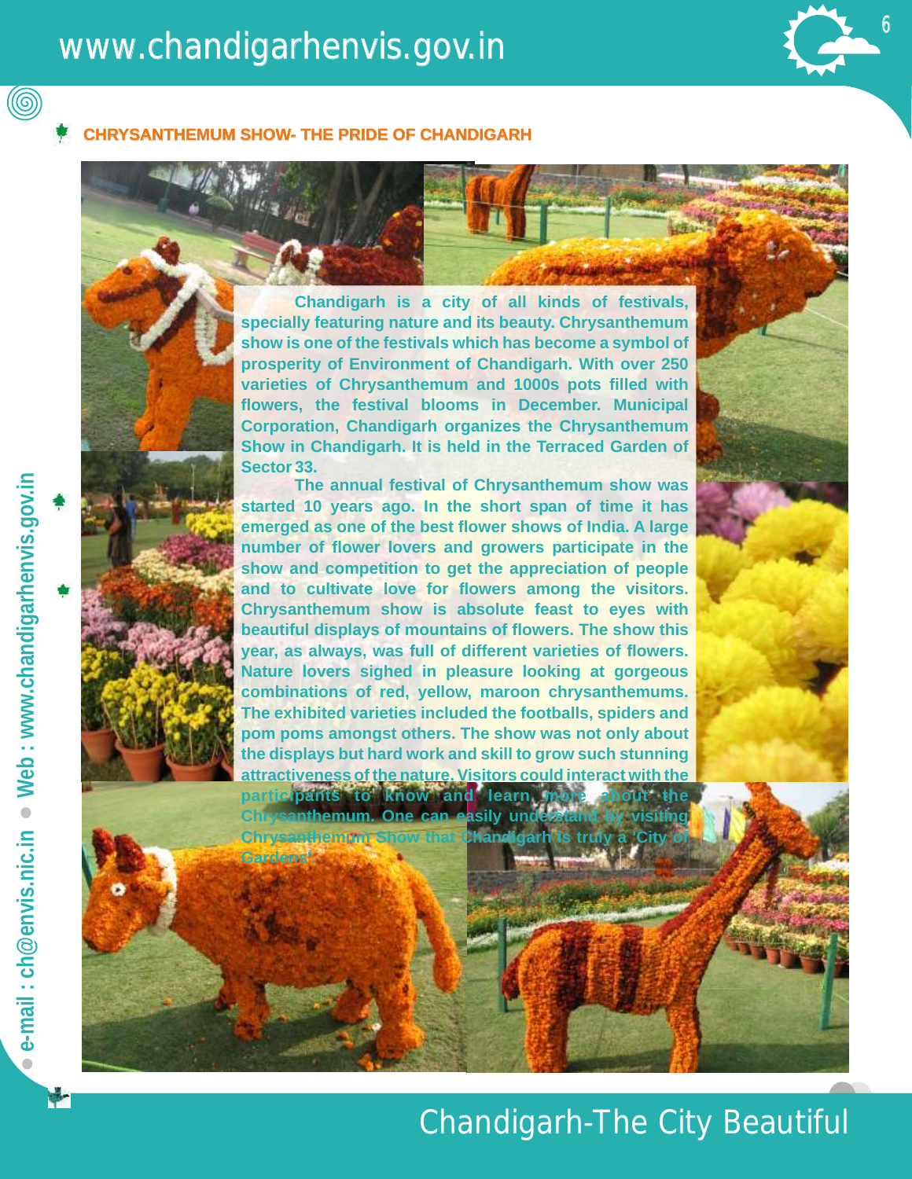## CHRYSANTHEMUM SHOW- THE PRIDE OF CHANDIGARH

Chandigarh is a city of all kinds of festivals, specially featuring nature and its beauty. Chrysanthemum show is one of the festivals which has become a symbol of prosperity of Environment of Chandigarh. With over 250 varieties of Chrysanthemum and 1000s pots filled with flowers, the festival blooms in December. Municipal Corporation, Chandigarh organizes the Chrysanthemum Show in Chandigarh. It is held in the Terraced Garden of Sector 33.

The annual festival of Chrysanthemum show was started 10 years ago. In the short span of time it has emerged as one of the best flower shows of India. A large number of flower lovers and growers participate in the show and competition to get the appreciation of people and to cultivate love for flowers among the visitors. Chrysanthemum show is absolute feast to eyes with beautiful displays of mountains of flowers. The show this year, as always, was full of different varieties of flowers. Nature lovers sighed in pleasure looking at gorgeous combinations of red, yellow, maroon chrysanthemums. The exhibited varieties included the footballs, spiders and pom poms amongst others. The show was not only about the displays but hard work and skill to grow such stunning attractiveness of the nature. Visitors could interact with the participants to know and learn more about the Chrysanthemum. One can easily understand by visiting Chrysanthemum Show that Chandigarh is truly a 'City of Gardens'.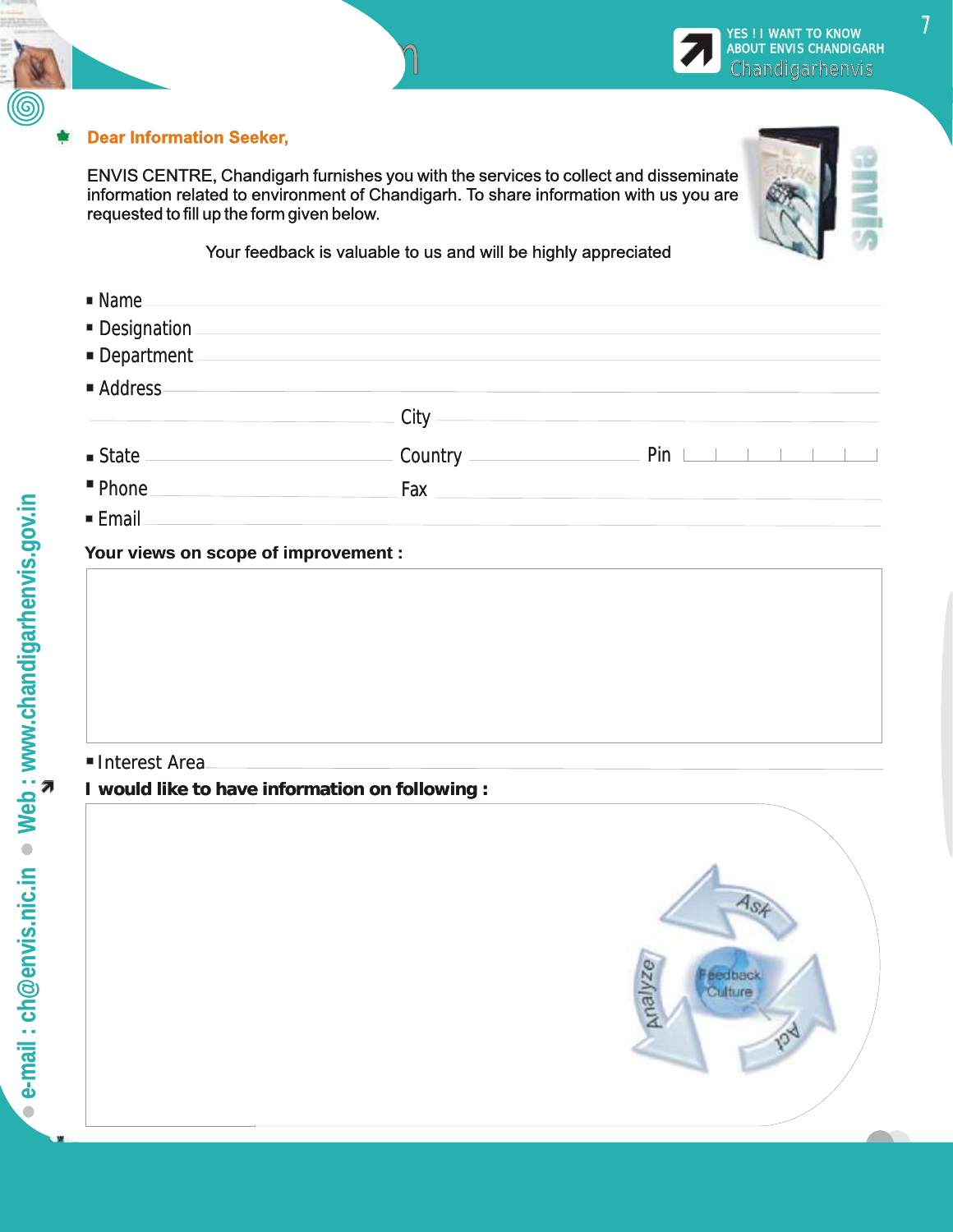YES ! I WANT TO KNOW ABOUT ENVIS CHANDIGARH

Chandigarhenvis

**Dear Information Seeker,**

ENVIS CENTRE, Chandigarh furnishes you with the services to collect and disseminate information related to environment of Chandigarh. To share information with us you are requested to fill up the form given below.

Your feedback is valuable to us and will be highly appreciated

- Name
- Designation
- Department
- Address

City

- State Country Pin
- Phone Fax
- Email

**Your views on scope of improvement :**

- Interest Area

**I would like to have information on following :**

Ask

Analyze

Feedback Culture

Act

e-mail : ch@envis.nic.in • Web : www.chandigarhenvis.gov.in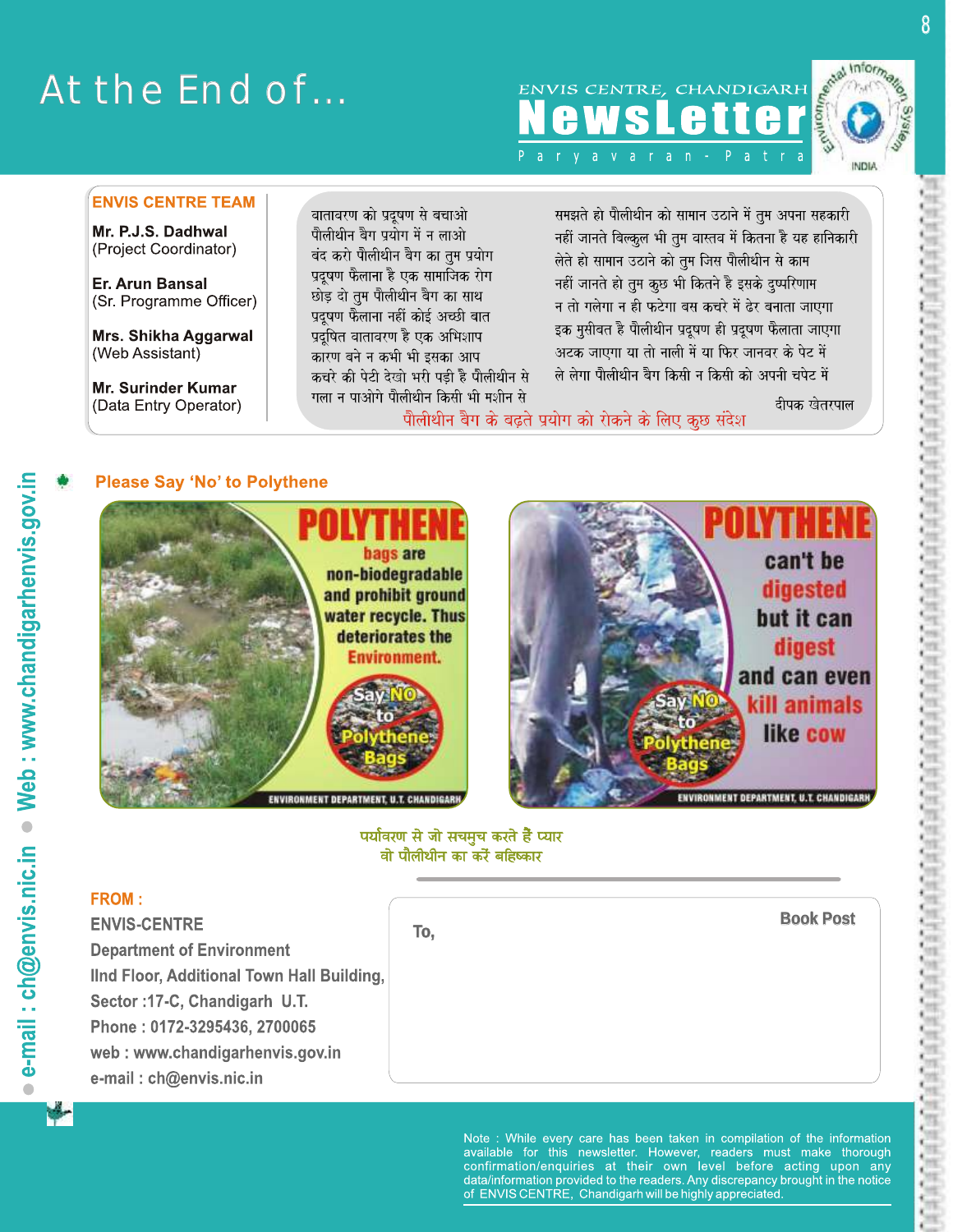# At the End of...

ENVIS CENTRE, CHANDIGARH
**NewsLetter**
Paryavaran - Patra

## ENVIS CENTRE TEAM

**Mr. P.J.S. Dadhwal**
(Project Coordinator)

**Er. Arun Bansal**
(Sr. Programme Officer)

**Mrs. Shikha Aggarwal**
(Web Assistant)

**Mr. Surinder Kumar**
(Data Entry Operator)

बातावरण को प्रदूषण से बचाओ
पौलीथीन बैग प्रयोग में न लाओ
बंद करो पौलीथीन बैग का तुम प्रयोग
प्रदूषण फैलाना है एक सामाजिक रोग
छोड़ दो तुम पौलीथीन बैग का साथ
प्रदूषण फैलाना नहीं कोई अच्छी बात
प्रदूषित वातावरण है एक अभिशाप
कारण बने न कभी भी इसका आप
कचरे की पेटी देखो भरी पड़ी है पौलीथीन से
गला न पाओगे पौलीथीन किसी भी मशीन से

समझते हो पौलीथीन को सामान उठाने में तुम अपना सहकारी
नहीं जानते बिल्कुल भी तुम वास्तव में कितना है यह हानिकारी
लेते हो सामान उठाने को तुम जिस पौलीथीन से काम
नहीं जानते हो तुम कुछ भी कितने है इसके दुष्परिणाम
न तो गलेगा न ही फटेगा बस कचरे में ढेर बनाता जाएगा
इक मुसीबत है पौलीथीन प्रदूषण ही प्रदूषण फैलाता जाएगा
अटक जाएगा या तो नाली में या फिर जानवर के पेट में
ले लेगा पौलीथीन बैग किसी न किसी को अपनी चपेट में

दीपक खेतरपाल

पौलीथीन बैग के बढ़ते प्रयोग को रोकने के लिए कुछ संदेश

## Please Say 'No' to Polythene

POLYTHENE bags are non-biodegradable and prohibit ground water recycle. Thus deteriorates the Environment.
Say NO to Polythene Bags
ENVIRONMENT DEPARTMENT, U.T. CHANDIGARH

POLYTHENE can't be digested but it can digest and can even kill animals like cow
Say NO to Polythene Bags
ENVIRONMENT DEPARTMENT, U.T. CHANDIGARH

पर्यावरण से जो सचमुच करते हैं प्यार
वो पौलीथीन का करें बहिष्कार

**FROM :**
ENVIS-CENTRE
Department of Environment
IInd Floor, Additional Town Hall Building,
Sector :17-C, Chandigarh U.T.
Phone : 0172-3295436, 2700065
web : www.chandigarhenvis.gov.in
e-mail : ch@envis.nic.in

**Book Post**

To,

e-mail : ch@envis.nic.in • Web : www.chandigarhenvis.gov.in

Note : While every care has been taken in compilation of the information available for this newsletter. However, readers must make thorough confirmation/enquiries at their own level before acting upon any data/information provided to the readers. Any discrepancy brought in the notice of ENVIS CENTRE, Chandigarh will be highly appreciated.